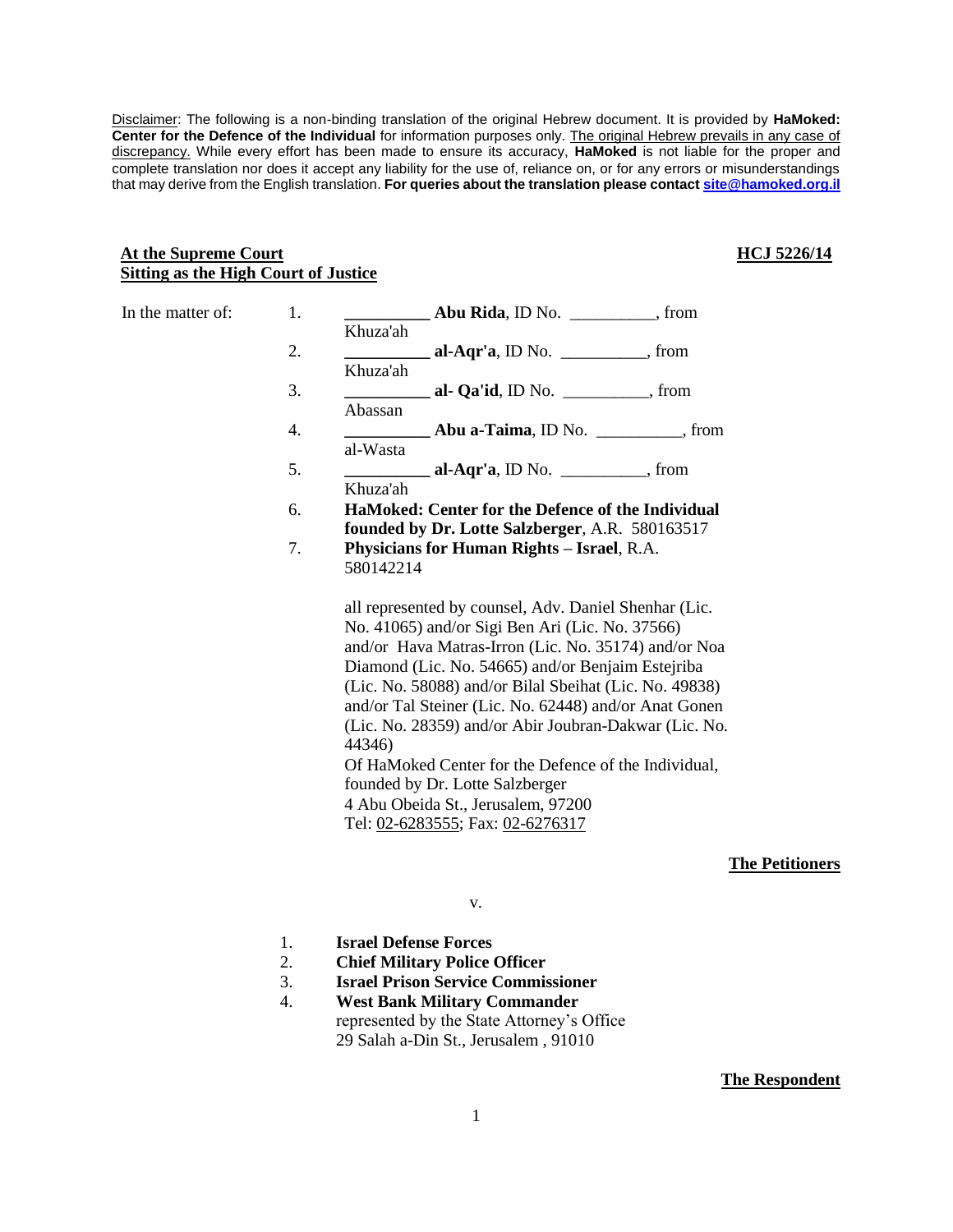Disclaimer: The following is a non-binding translation of the original Hebrew document. It is provided by **HaMoked: Center for the Defence of the Individual** for information purposes only. The original Hebrew prevails in any case of discrepancy. While every effort has been made to ensure its accuracy, **HaMoked** is not liable for the proper and complete translation nor does it accept any liability for the use of, reliance on, or for any errors or misunderstandings that may derive from the English translation. **For queries about the translation please contact site@hamoked.org.il**

**At the Supreme Court**
**Sitting as the High Court of Justice**

**HCJ 5226/14**

In the matter of:

1. **__________ Abu Rida**, ID No. __________, from Khuza'ah
2. **__________ al-Aqr'a**, ID No. __________, from Khuza'ah
3. **__________ al- Qa'id**, ID No. __________, from Abassan
4. **__________ Abu a-Taima**, ID No. __________, from al-Wasta
5. **__________ al-Aqr'a**, ID No. __________, from Khuza'ah
6. **HaMoked: Center for the Defence of the Individual founded by Dr. Lotte Salzberger**, A.R. 580163517
7. **Physicians for Human Rights – Israel**, R.A. 580142214

all represented by counsel, Adv. Daniel Shenhar (Lic. No. 41065) and/or Sigi Ben Ari (Lic. No. 37566) and/or Hava Matras-Irron (Lic. No. 35174) and/or Noa Diamond (Lic. No. 54665) and/or Benjaim Estejriba (Lic. No. 58088) and/or Bilal Sbeihat (Lic. No. 49838) and/or Tal Steiner (Lic. No. 62448) and/or Anat Gonen (Lic. No. 28359) and/or Abir Joubran-Dakwar (Lic. No. 44346)
Of HaMoked Center for the Defence of the Individual, founded by Dr. Lotte Salzberger
4 Abu Obeida St., Jerusalem, 97200
Tel: 02-6283555; Fax: 02-6276317

**The Petitioners**

v.

1. **Israel Defense Forces**
2. **Chief Military Police Officer**
3. **Israel Prison Service Commissioner**
4. **West Bank Military Commander**

represented by the State Attorney's Office
29 Salah a-Din St., Jerusalem , 91010

**The Respondent**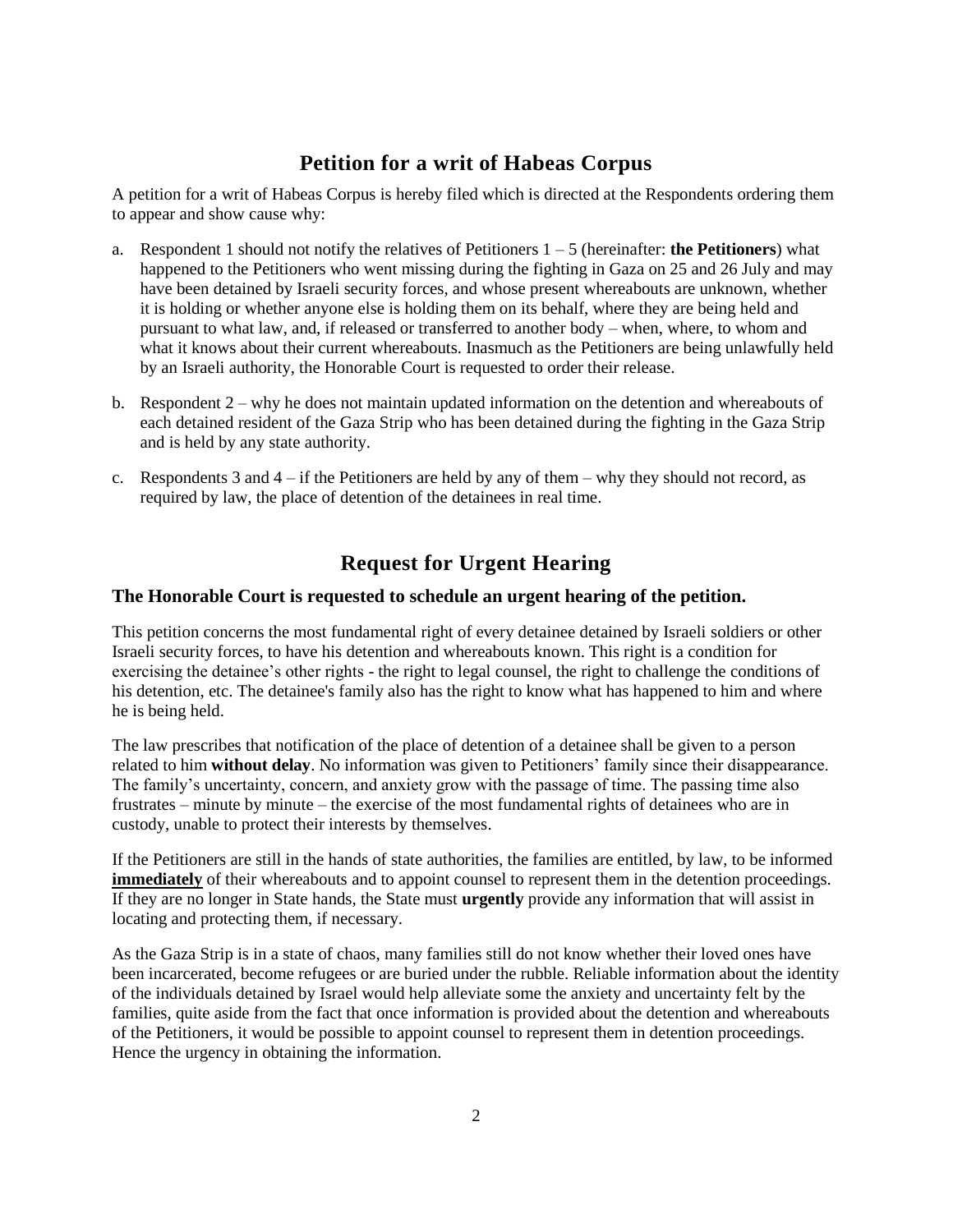## Petition for a writ of Habeas Corpus

A petition for a writ of Habeas Corpus is hereby filed which is directed at the Respondents ordering them to appear and show cause why:

a. Respondent 1 should not notify the relatives of Petitioners 1 – 5 (hereinafter: **the Petitioners**) what happened to the Petitioners who went missing during the fighting in Gaza on 25 and 26 July and may have been detained by Israeli security forces, and whose present whereabouts are unknown, whether it is holding or whether anyone else is holding them on its behalf, where they are being held and pursuant to what law, and, if released or transferred to another body – when, where, to whom and what it knows about their current whereabouts. Inasmuch as the Petitioners are being unlawfully held by an Israeli authority, the Honorable Court is requested to order their release.

b. Respondent 2 – why he does not maintain updated information on the detention and whereabouts of each detained resident of the Gaza Strip who has been detained during the fighting in the Gaza Strip and is held by any state authority.

c. Respondents 3 and 4 – if the Petitioners are held by any of them – why they should not record, as required by law, the place of detention of the detainees in real time.

## Request for Urgent Hearing

### The Honorable Court is requested to schedule an urgent hearing of the petition.

This petition concerns the most fundamental right of every detainee detained by Israeli soldiers or other Israeli security forces, to have his detention and whereabouts known. This right is a condition for exercising the detainee's other rights - the right to legal counsel, the right to challenge the conditions of his detention, etc. The detainee's family also has the right to know what has happened to him and where he is being held.

The law prescribes that notification of the place of detention of a detainee shall be given to a person related to him **without delay**. No information was given to Petitioners' family since their disappearance. The family's uncertainty, concern, and anxiety grow with the passage of time. The passing time also frustrates – minute by minute – the exercise of the most fundamental rights of detainees who are in custody, unable to protect their interests by themselves.

If the Petitioners are still in the hands of state authorities, the families are entitled, by law, to be informed **immediately** of their whereabouts and to appoint counsel to represent them in the detention proceedings. If they are no longer in State hands, the State must **urgently** provide any information that will assist in locating and protecting them, if necessary.

As the Gaza Strip is in a state of chaos, many families still do not know whether their loved ones have been incarcerated, become refugees or are buried under the rubble. Reliable information about the identity of the individuals detained by Israel would help alleviate some the anxiety and uncertainty felt by the families, quite aside from the fact that once information is provided about the detention and whereabouts of the Petitioners, it would be possible to appoint counsel to represent them in detention proceedings. Hence the urgency in obtaining the information.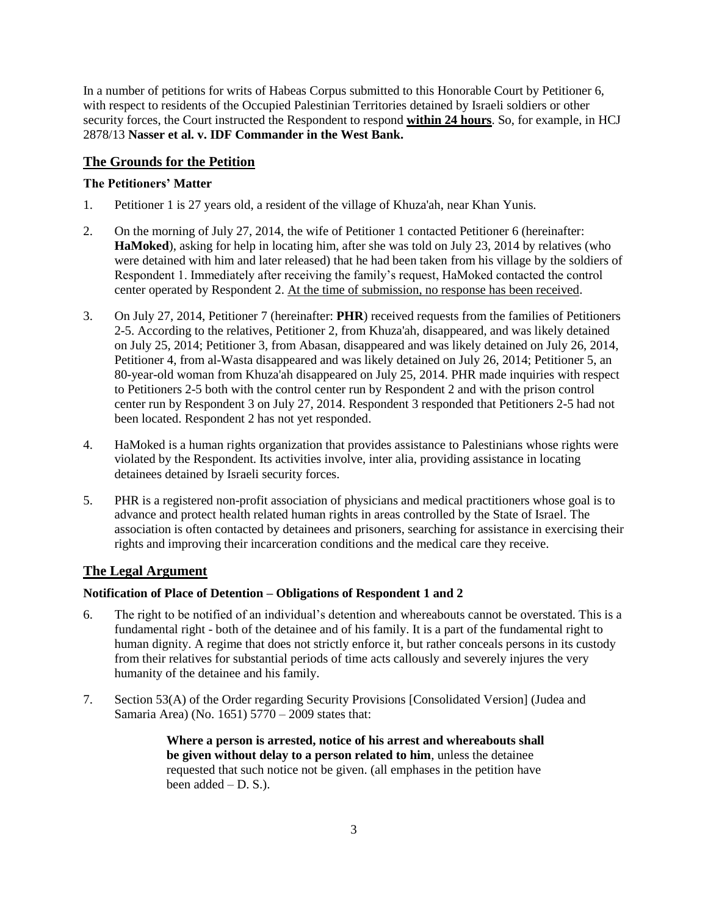In a number of petitions for writs of Habeas Corpus submitted to this Honorable Court by Petitioner 6, with respect to residents of the Occupied Palestinian Territories detained by Israeli soldiers or other security forces, the Court instructed the Respondent to respond **<u>within 24 hours</u>**. So, for example, in HCJ 2878/13 **Nasser et al. v. IDF Commander in the West Bank.**

## <u>The Grounds for the Petition</u>

### The Petitioners' Matter

1. Petitioner 1 is 27 years old, a resident of the village of Khuza'ah, near Khan Yunis.

2. On the morning of July 27, 2014, the wife of Petitioner 1 contacted Petitioner 6 (hereinafter: **HaMoked**), asking for help in locating him, after she was told on July 23, 2014 by relatives (who were detained with him and later released) that he had been taken from his village by the soldiers of Respondent 1. Immediately after receiving the family's request, HaMoked contacted the control center operated by Respondent 2. <u>At the time of submission, no response has been received</u>.

3. On July 27, 2014, Petitioner 7 (hereinafter: **PHR**) received requests from the families of Petitioners 2-5. According to the relatives, Petitioner 2, from Khuza'ah, disappeared, and was likely detained on July 25, 2014; Petitioner 3, from Abasan, disappeared and was likely detained on July 26, 2014, Petitioner 4, from al-Wasta disappeared and was likely detained on July 26, 2014; Petitioner 5, an 80-year-old woman from Khuza'ah disappeared on July 25, 2014. PHR made inquiries with respect to Petitioners 2-5 both with the control center run by Respondent 2 and with the prison control center run by Respondent 3 on July 27, 2014. Respondent 3 responded that Petitioners 2-5 had not been located. Respondent 2 has not yet responded.

4. HaMoked is a human rights organization that provides assistance to Palestinians whose rights were violated by the Respondent. Its activities involve, inter alia, providing assistance in locating detainees detained by Israeli security forces.

5. PHR is a registered non-profit association of physicians and medical practitioners whose goal is to advance and protect health related human rights in areas controlled by the State of Israel. The association is often contacted by detainees and prisoners, searching for assistance in exercising their rights and improving their incarceration conditions and the medical care they receive.

## <u>The Legal Argument</u>

### Notification of Place of Detention – Obligations of Respondent 1 and 2

6. The right to be notified of an individual's detention and whereabouts cannot be overstated. This is a fundamental right - both of the detainee and of his family. It is a part of the fundamental right to human dignity. A regime that does not strictly enforce it, but rather conceals persons in its custody from their relatives for substantial periods of time acts callously and severely injures the very humanity of the detainee and his family.

7. Section 53(A) of the Order regarding Security Provisions [Consolidated Version] (Judea and Samaria Area) (No. 1651) 5770 – 2009 states that:

> **Where a person is arrested, notice of his arrest and whereabouts shall be given without delay to a person related to him**, unless the detainee requested that such notice not be given. (all emphases in the petition have been added – D. S.).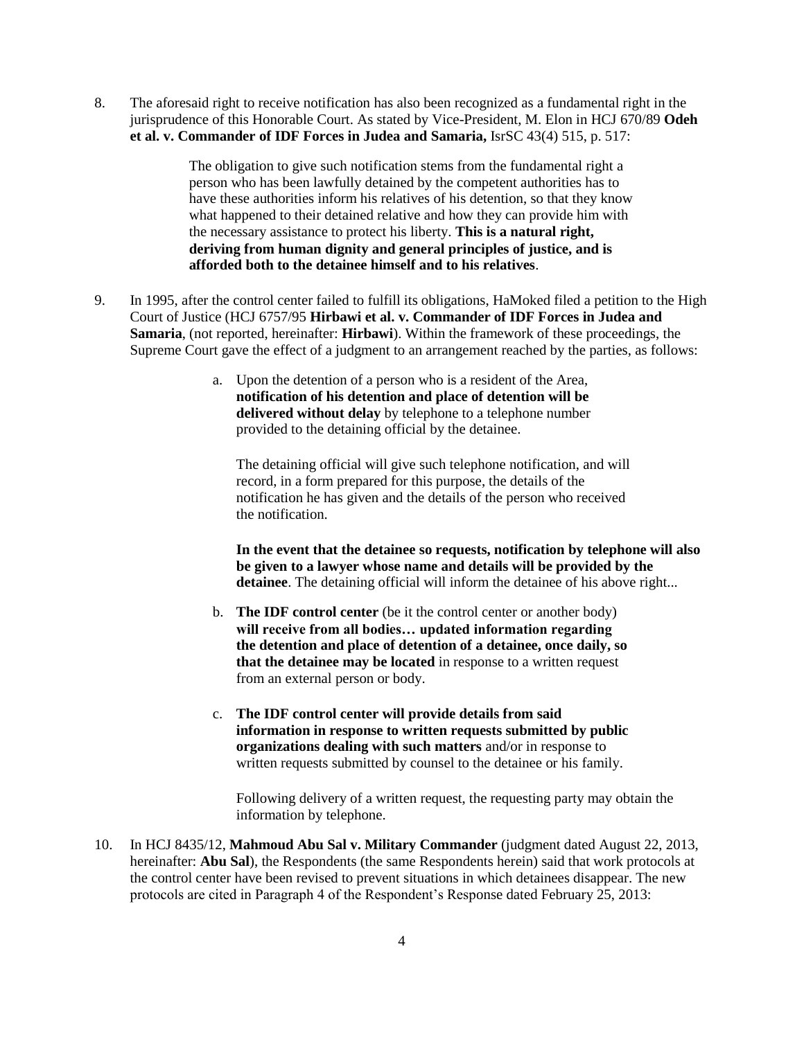8. The aforesaid right to receive notification has also been recognized as a fundamental right in the jurisprudence of this Honorable Court. As stated by Vice-President, M. Elon in HCJ 670/89 **Odeh et al. v. Commander of IDF Forces in Judea and Samaria,** IsrSC 43(4) 515, p. 517:

> The obligation to give such notification stems from the fundamental right a person who has been lawfully detained by the competent authorities has to have these authorities inform his relatives of his detention, so that they know what happened to their detained relative and how they can provide him with the necessary assistance to protect his liberty. **This is a natural right, deriving from human dignity and general principles of justice, and is afforded both to the detainee himself and to his relatives**.

9. In 1995, after the control center failed to fulfill its obligations, HaMoked filed a petition to the High Court of Justice (HCJ 6757/95 **Hirbawi et al. v. Commander of IDF Forces in Judea and Samaria**, (not reported, hereinafter: **Hirbawi**). Within the framework of these proceedings, the Supreme Court gave the effect of a judgment to an arrangement reached by the parties, as follows:

   a. Upon the detention of a person who is a resident of the Area, **notification of his detention and place of detention will be delivered without delay** by telephone to a telephone number provided to the detaining official by the detainee.

      The detaining official will give such telephone notification, and will record, in a form prepared for this purpose, the details of the notification he has given and the details of the person who received the notification.

      **In the event that the detainee so requests, notification by telephone will also be given to a lawyer whose name and details will be provided by the detainee**. The detaining official will inform the detainee of his above right...

   b. **The IDF control center** (be it the control center or another body) **will receive from all bodies… updated information regarding the detention and place of detention of a detainee, once daily, so that the detainee may be located** in response to a written request from an external person or body.

   c. **The IDF control center will provide details from said information in response to written requests submitted by public organizations dealing with such matters** and/or in response to written requests submitted by counsel to the detainee or his family.

      Following delivery of a written request, the requesting party may obtain the information by telephone.

10. In HCJ 8435/12, **Mahmoud Abu Sal v. Military Commander** (judgment dated August 22, 2013, hereinafter: **Abu Sal**), the Respondents (the same Respondents herein) said that work protocols at the control center have been revised to prevent situations in which detainees disappear. The new protocols are cited in Paragraph 4 of the Respondent's Response dated February 25, 2013: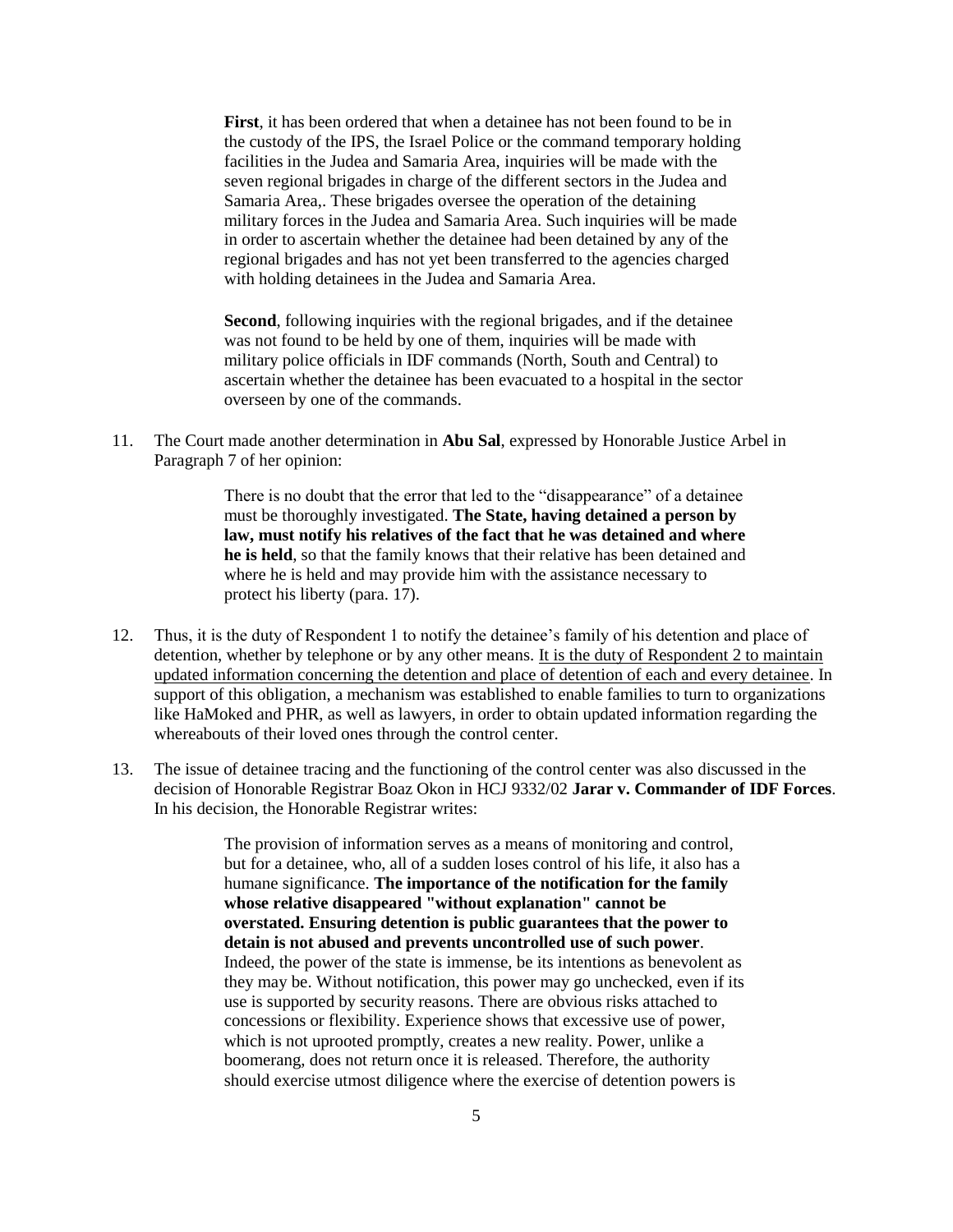> **First**, it has been ordered that when a detainee has not been found to be in the custody of the IPS, the Israel Police or the command temporary holding facilities in the Judea and Samaria Area, inquiries will be made with the seven regional brigades in charge of the different sectors in the Judea and Samaria Area,. These brigades oversee the operation of the detaining military forces in the Judea and Samaria Area. Such inquiries will be made in order to ascertain whether the detainee had been detained by any of the regional brigades and has not yet been transferred to the agencies charged with holding detainees in the Judea and Samaria Area.
>
> **Second**, following inquiries with the regional brigades, and if the detainee was not found to be held by one of them, inquiries will be made with military police officials in IDF commands (North, South and Central) to ascertain whether the detainee has been evacuated to a hospital in the sector overseen by one of the commands.

11. The Court made another determination in **Abu Sal**, expressed by Honorable Justice Arbel in Paragraph 7 of her opinion:

> There is no doubt that the error that led to the "disappearance" of a detainee must be thoroughly investigated. **The State, having detained a person by law, must notify his relatives of the fact that he was detained and where he is held**, so that the family knows that their relative has been detained and where he is held and may provide him with the assistance necessary to protect his liberty (para. 17).

12. Thus, it is the duty of Respondent 1 to notify the detainee's family of his detention and place of detention, whether by telephone or by any other means. <u>It is the duty of Respondent 2 to maintain updated information concerning the detention and place of detention of each and every detainee</u>. In support of this obligation, a mechanism was established to enable families to turn to organizations like HaMoked and PHR, as well as lawyers, in order to obtain updated information regarding the whereabouts of their loved ones through the control center.

13. The issue of detainee tracing and the functioning of the control center was also discussed in the decision of Honorable Registrar Boaz Okon in HCJ 9332/02 **Jarar v. Commander of IDF Forces**. In his decision, the Honorable Registrar writes:

> The provision of information serves as a means of monitoring and control, but for a detainee, who, all of a sudden loses control of his life, it also has a humane significance. **The importance of the notification for the family whose relative disappeared "without explanation" cannot be overstated. Ensuring detention is public guarantees that the power to detain is not abused and prevents uncontrolled use of such power**. Indeed, the power of the state is immense, be its intentions as benevolent as they may be. Without notification, this power may go unchecked, even if its use is supported by security reasons. There are obvious risks attached to concessions or flexibility. Experience shows that excessive use of power, which is not uprooted promptly, creates a new reality. Power, unlike a boomerang, does not return once it is released. Therefore, the authority should exercise utmost diligence where the exercise of detention powers is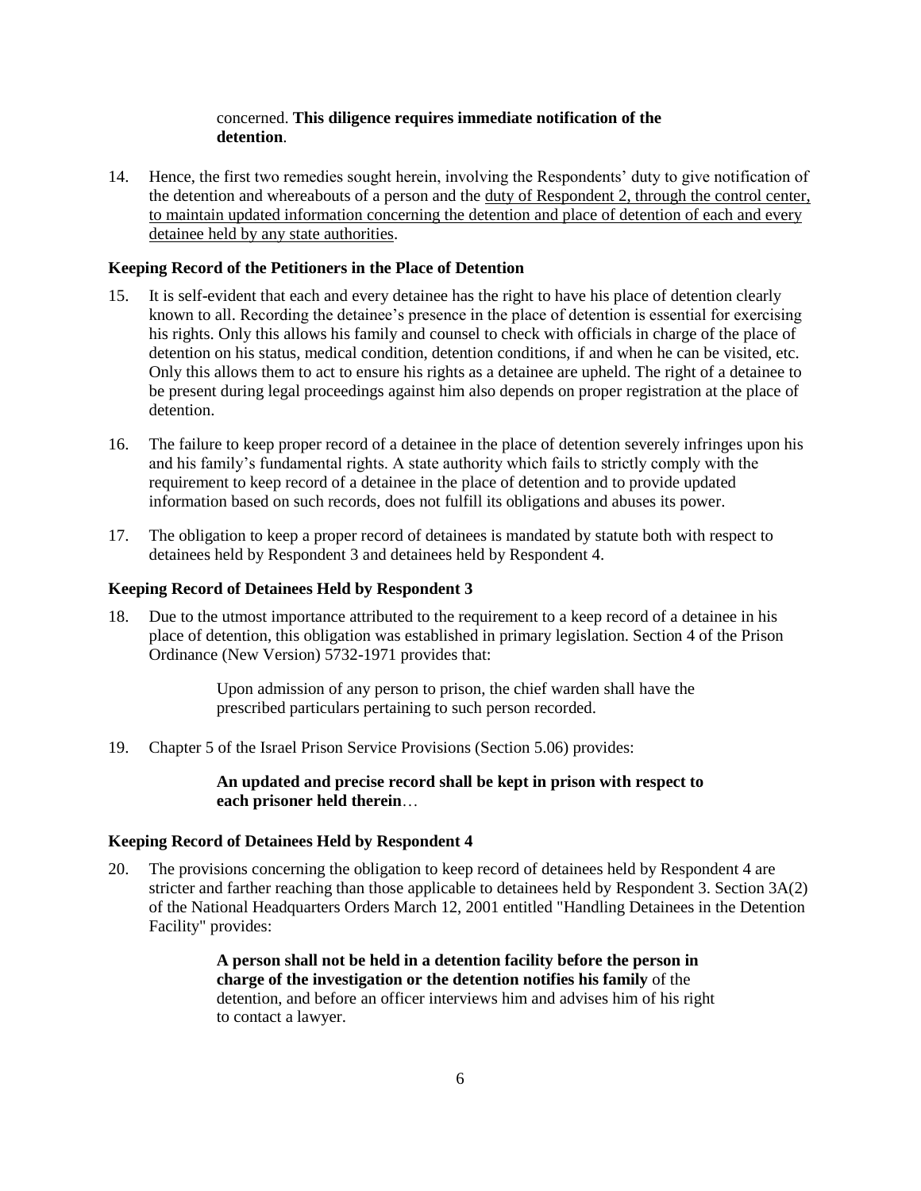concerned. **This diligence requires immediate notification of the detention**.

14. Hence, the first two remedies sought herein, involving the Respondents' duty to give notification of the detention and whereabouts of a person and the <u>duty of Respondent 2, through the control center, to maintain updated information concerning the detention and place of detention of each and every detainee held by any state authorities</u>.

### Keeping Record of the Petitioners in the Place of Detention

15. It is self-evident that each and every detainee has the right to have his place of detention clearly known to all. Recording the detainee's presence in the place of detention is essential for exercising his rights. Only this allows his family and counsel to check with officials in charge of the place of detention on his status, medical condition, detention conditions, if and when he can be visited, etc. Only this allows them to act to ensure his rights as a detainee are upheld. The right of a detainee to be present during legal proceedings against him also depends on proper registration at the place of detention.

16. The failure to keep proper record of a detainee in the place of detention severely infringes upon his and his family's fundamental rights. A state authority which fails to strictly comply with the requirement to keep record of a detainee in the place of detention and to provide updated information based on such records, does not fulfill its obligations and abuses its power.

17. The obligation to keep a proper record of detainees is mandated by statute both with respect to detainees held by Respondent 3 and detainees held by Respondent 4.

### Keeping Record of Detainees Held by Respondent 3

18. Due to the utmost importance attributed to the requirement to a keep record of a detainee in his place of detention, this obligation was established in primary legislation. Section 4 of the Prison Ordinance (New Version) 5732-1971 provides that:

> Upon admission of any person to prison, the chief warden shall have the prescribed particulars pertaining to such person recorded.

19. Chapter 5 of the Israel Prison Service Provisions (Section 5.06) provides:

> **An updated and precise record shall be kept in prison with respect to each prisoner held therein**…

### Keeping Record of Detainees Held by Respondent 4

20. The provisions concerning the obligation to keep record of detainees held by Respondent 4 are stricter and farther reaching than those applicable to detainees held by Respondent 3. Section 3A(2) of the National Headquarters Orders March 12, 2001 entitled "Handling Detainees in the Detention Facility" provides:

> **A person shall not be held in a detention facility before the person in charge of the investigation or the detention notifies his family** of the detention, and before an officer interviews him and advises him of his right to contact a lawyer.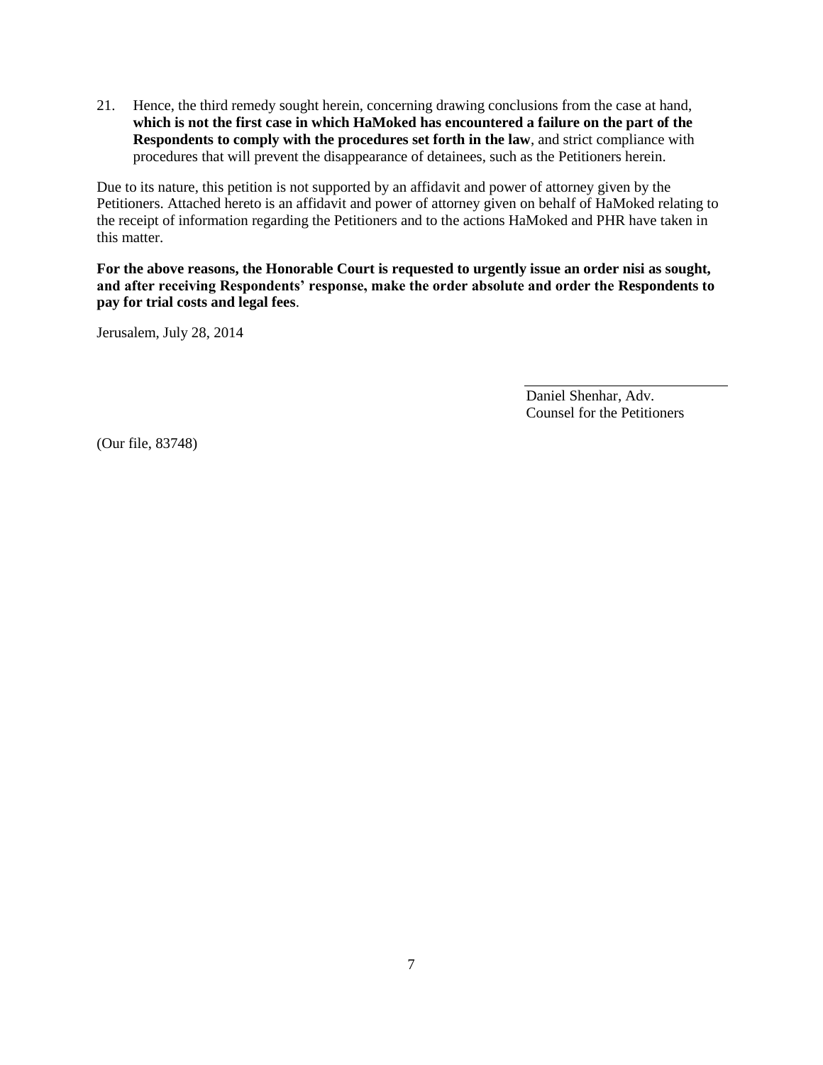21. Hence, the third remedy sought herein, concerning drawing conclusions from the case at hand, **which is not the first case in which HaMoked has encountered a failure on the part of the Respondents to comply with the procedures set forth in the law**, and strict compliance with procedures that will prevent the disappearance of detainees, such as the Petitioners herein.

Due to its nature, this petition is not supported by an affidavit and power of attorney given by the Petitioners. Attached hereto is an affidavit and power of attorney given on behalf of HaMoked relating to the receipt of information regarding the Petitioners and to the actions HaMoked and PHR have taken in this matter.

**For the above reasons, the Honorable Court is requested to urgently issue an order nisi as sought, and after receiving Respondents' response, make the order absolute and order the Respondents to pay for trial costs and legal fees**.

Jerusalem, July 28, 2014

Daniel Shenhar, Adv.
Counsel for the Petitioners

(Our file, 83748)